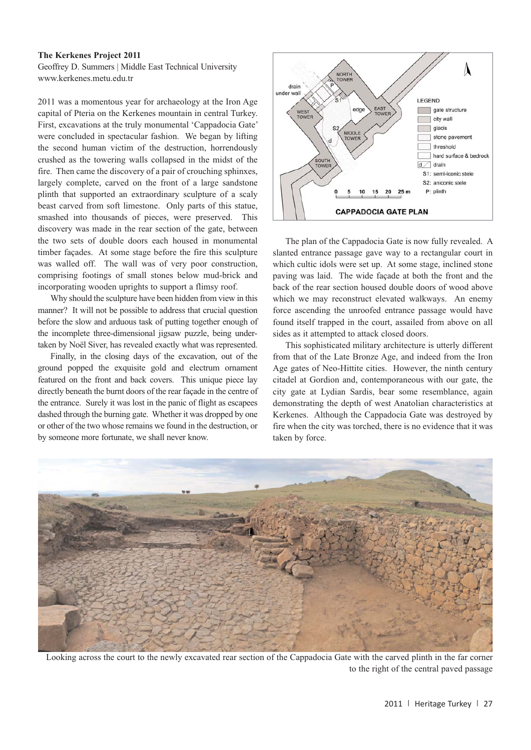**The Kerkenes Project 2011**

Geoffrey D. Summers | Middle East Technical University
www.kerkenes.metu.edu.tr

2011 was a momentous year for archaeology at the Iron Age capital of Pteria on the Kerkenes mountain in central Turkey. First, excavations at the truly monumental 'Cappadocia Gate' were concluded in spectacular fashion. We began by lifting the second human victim of the destruction, horrendously crushed as the towering walls collapsed in the midst of the fire. Then came the discovery of a pair of crouching sphinxes, largely complete, carved on the front of a large sandstone plinth that supported an extraordinary sculpture of a scaly beast carved from soft limestone. Only parts of this statue, smashed into thousands of pieces, were preserved. This discovery was made in the rear section of the gate, between the two sets of double doors each housed in monumental timber façades. At some stage before the fire this sculpture was walled off. The wall was of very poor construction, comprising footings of small stones below mud-brick and incorporating wooden uprights to support a flimsy roof.

Why should the sculpture have been hidden from view in this manner? It will not be possible to address that crucial question before the slow and arduous task of putting together enough of the incomplete three-dimensional jigsaw puzzle, being undertaken by Noël Siver, has revealed exactly what was represented.

Finally, in the closing days of the excavation, out of the ground popped the exquisite gold and electrum ornament featured on the front and back covers. This unique piece lay directly beneath the burnt doors of the rear façade in the centre of the entrance. Surely it was lost in the panic of flight as escapees dashed through the burning gate. Whether it was dropped by one or other of the two whose remains we found in the destruction, or by someone more fortunate, we shall never know.

drain under wall — NORTH TOWER — P — S1 — edge — EAST TOWER — WEST TOWER — S2 — MIDDLE TOWER — d — SOUTH TOWER

LEGEND: gate structure; city wall; glacis; stone pavement; threshold; hard surface & bedrock; d drain; S1: semi-iconic stele; S2: aniconic stele; P: plinth

0 5 10 15 20 25 m

CAPPADOCIA GATE PLAN

The plan of the Cappadocia Gate is now fully revealed. A slanted entrance passage gave way to a rectangular court in which cultic idols were set up. At some stage, inclined stone paving was laid. The wide façade at both the front and the back of the rear section housed double doors of wood above which we may reconstruct elevated walkways. An enemy force ascending the unroofed entrance passage would have found itself trapped in the court, assailed from above on all sides as it attempted to attack closed doors.

This sophisticated military architecture is utterly different from that of the Late Bronze Age, and indeed from the Iron Age gates of Neo-Hittite cities. However, the ninth century citadel at Gordion and, contemporaneous with our gate, the city gate at Lydian Sardis, bear some resemblance, again demonstrating the depth of west Anatolian characteristics at Kerkenes. Although the Cappadocia Gate was destroyed by fire when the city was torched, there is no evidence that it was taken by force.

Looking across the court to the newly excavated rear section of the Cappadocia Gate with the carved plinth in the far corner to the right of the central paved passage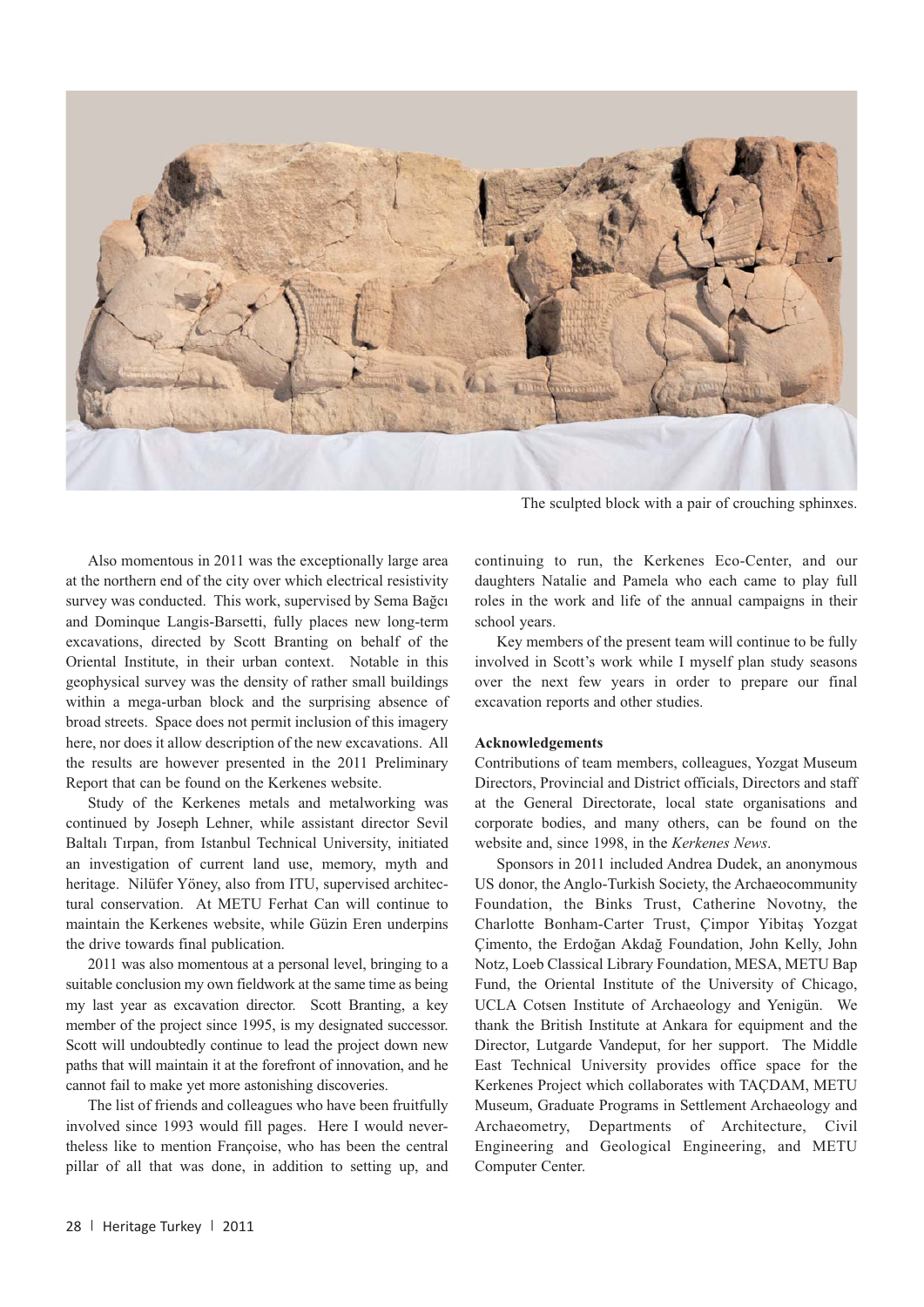The sculpted block with a pair of crouching sphinxes.

Also momentous in 2011 was the exceptionally large area at the northern end of the city over which electrical resistivity survey was conducted. This work, supervised by Sema Bağcı and Dominque Langis-Barsetti, fully places new long-term excavations, directed by Scott Branting on behalf of the Oriental Institute, in their urban context. Notable in this geophysical survey was the density of rather small buildings within a mega-urban block and the surprising absence of broad streets. Space does not permit inclusion of this imagery here, nor does it allow description of the new excavations. All the results are however presented in the 2011 Preliminary Report that can be found on the Kerkenes website.

Study of the Kerkenes metals and metalworking was continued by Joseph Lehner, while assistant director Sevil Baltalı Tırpan, from Istanbul Technical University, initiated an investigation of current land use, memory, myth and heritage. Nilüfer Yöney, also from ITU, supervised architectural conservation. At METU Ferhat Can will continue to maintain the Kerkenes website, while Güzin Eren underpins the drive towards final publication.

2011 was also momentous at a personal level, bringing to a suitable conclusion my own fieldwork at the same time as being my last year as excavation director. Scott Branting, a key member of the project since 1995, is my designated successor. Scott will undoubtedly continue to lead the project down new paths that will maintain it at the forefront of innovation, and he cannot fail to make yet more astonishing discoveries.

The list of friends and colleagues who have been fruitfully involved since 1993 would fill pages. Here I would nevertheless like to mention Françoise, who has been the central pillar of all that was done, in addition to setting up, and continuing to run, the Kerkenes Eco-Center, and our daughters Natalie and Pamela who each came to play full roles in the work and life of the annual campaigns in their school years.

Key members of the present team will continue to be fully involved in Scott's work while I myself plan study seasons over the next few years in order to prepare our final excavation reports and other studies.

**Acknowledgements**

Contributions of team members, colleagues, Yozgat Museum Directors, Provincial and District officials, Directors and staff at the General Directorate, local state organisations and corporate bodies, and many others, can be found on the website and, since 1998, in the *Kerkenes News*.

Sponsors in 2011 included Andrea Dudek, an anonymous US donor, the Anglo-Turkish Society, the Archaeocommunity Foundation, the Binks Trust, Catherine Novotny, the Charlotte Bonham-Carter Trust, Çimpor Yibitaş Yozgat Çimento, the Erdoğan Akdağ Foundation, John Kelly, John Notz, Loeb Classical Library Foundation, MESA, METU Bap Fund, the Oriental Institute of the University of Chicago, UCLA Cotsen Institute of Archaeology and Yenigün. We thank the British Institute at Ankara for equipment and the Director, Lutgarde Vandeput, for her support. The Middle East Technical University provides office space for the Kerkenes Project which collaborates with TAÇDAM, METU Museum, Graduate Programs in Settlement Archaeology and Archaeometry, Departments of Architecture, Civil Engineering and Geological Engineering, and METU Computer Center.